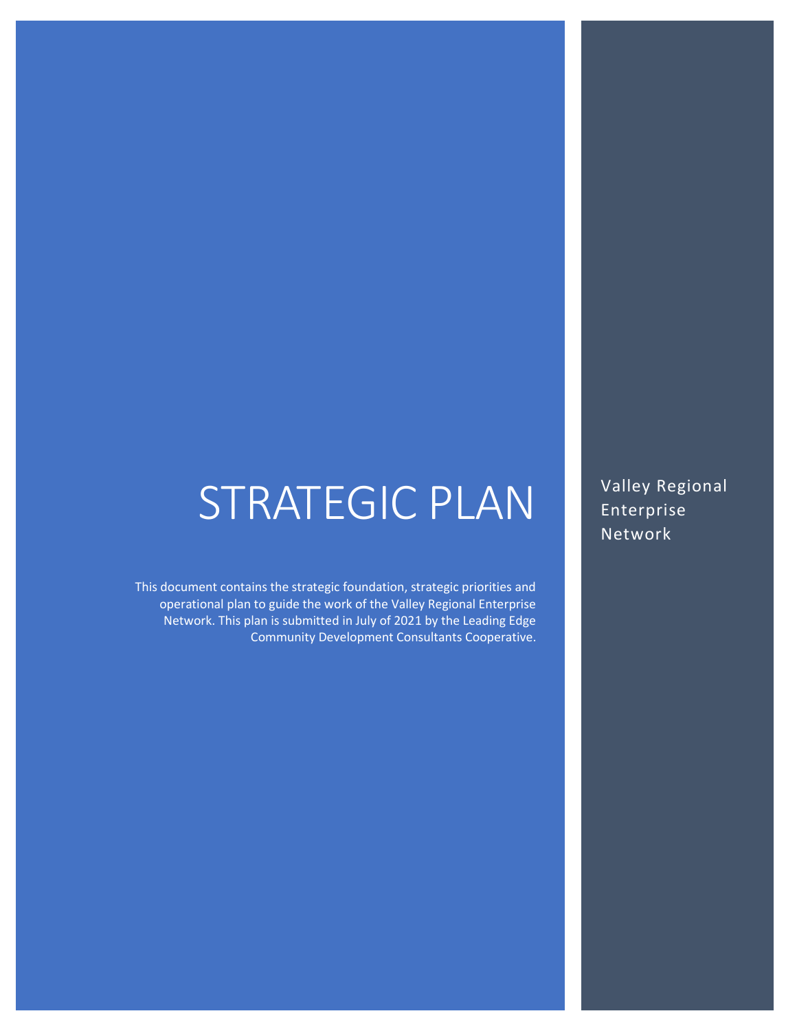# STRATEGIC PLAN

Valley Regional Enterprise Network

This document contains the strategic foundation, strategic priorities and operational plan to guide the work of the Valley Regional Enterprise Network. This plan is submitted in July of 2021 by the Leading Edge Community Development Consultants Cooperative.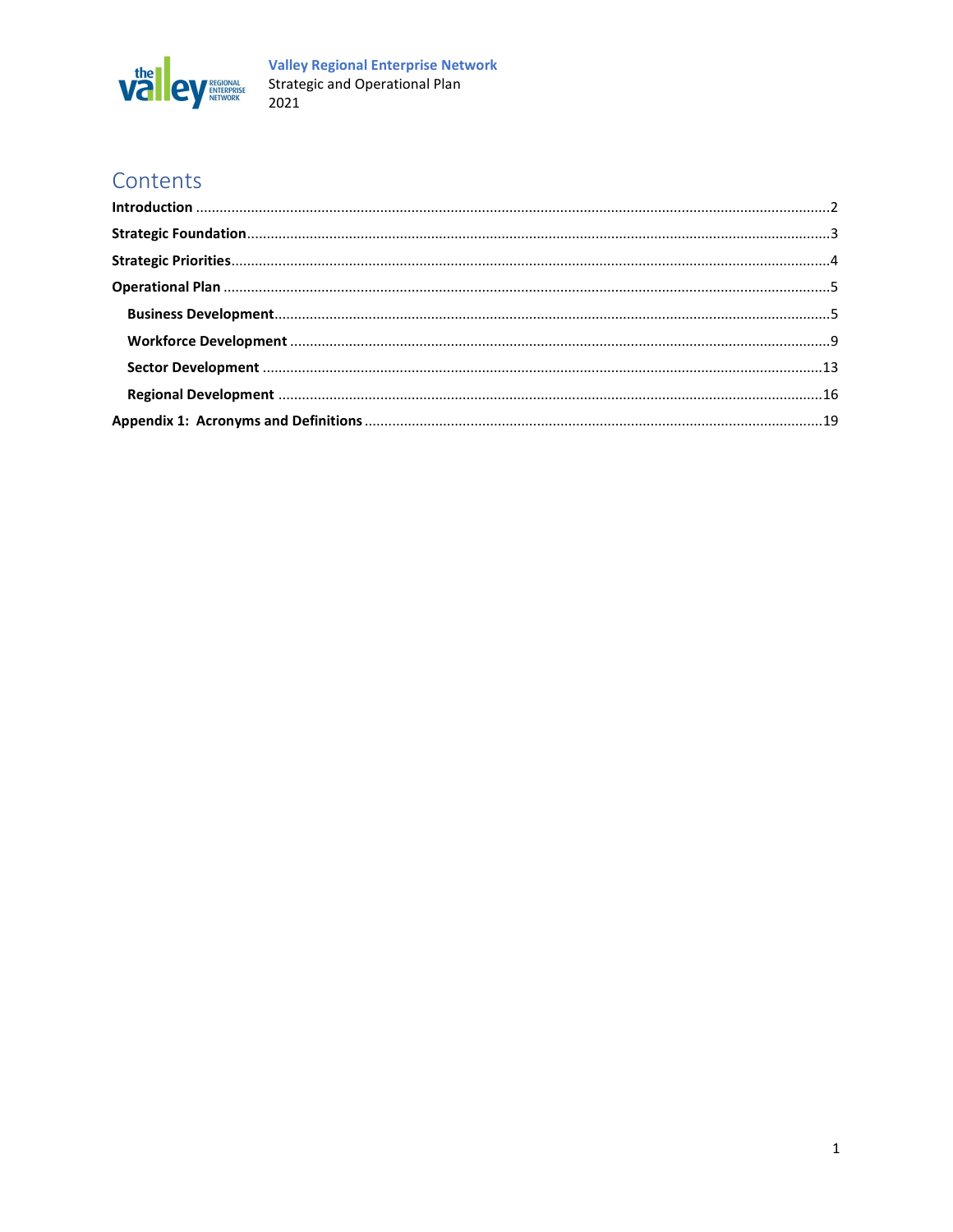Valley Regional Enterprise Network
Strategic and Operational Plan
2021

# Contents

**Introduction** ....... 2

**Strategic Foundation** ....... 3

**Strategic Priorities** ....... 4

**Operational Plan** ....... 5

- **Business Development** ....... 5
- **Workforce Development** ....... 9
- **Sector Development** ....... 13
- **Regional Development** ....... 16

**Appendix 1: Acronyms and Definitions** ....... 19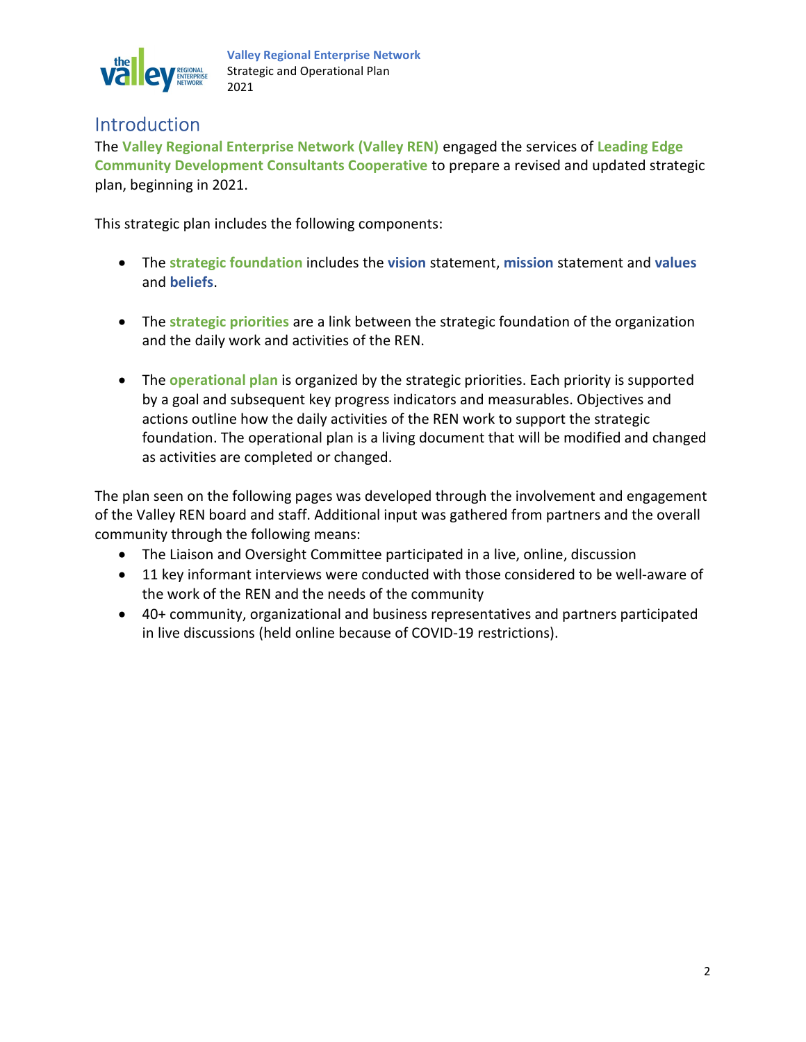## Introduction

The **Valley Regional Enterprise Network (Valley REN)** engaged the services of **Leading Edge Community Development Consultants Cooperative** to prepare a revised and updated strategic plan, beginning in 2021.

This strategic plan includes the following components:

- The **strategic foundation** includes the **vision** statement, **mission** statement and **values** and **beliefs**.
- The **strategic priorities** are a link between the strategic foundation of the organization and the daily work and activities of the REN.
- The **operational plan** is organized by the strategic priorities. Each priority is supported by a goal and subsequent key progress indicators and measurables. Objectives and actions outline how the daily activities of the REN work to support the strategic foundation. The operational plan is a living document that will be modified and changed as activities are completed or changed.

The plan seen on the following pages was developed through the involvement and engagement of the Valley REN board and staff. Additional input was gathered from partners and the overall community through the following means:

- The Liaison and Oversight Committee participated in a live, online, discussion
- 11 key informant interviews were conducted with those considered to be well-aware of the work of the REN and the needs of the community
- 40+ community, organizational and business representatives and partners participated in live discussions (held online because of COVID-19 restrictions).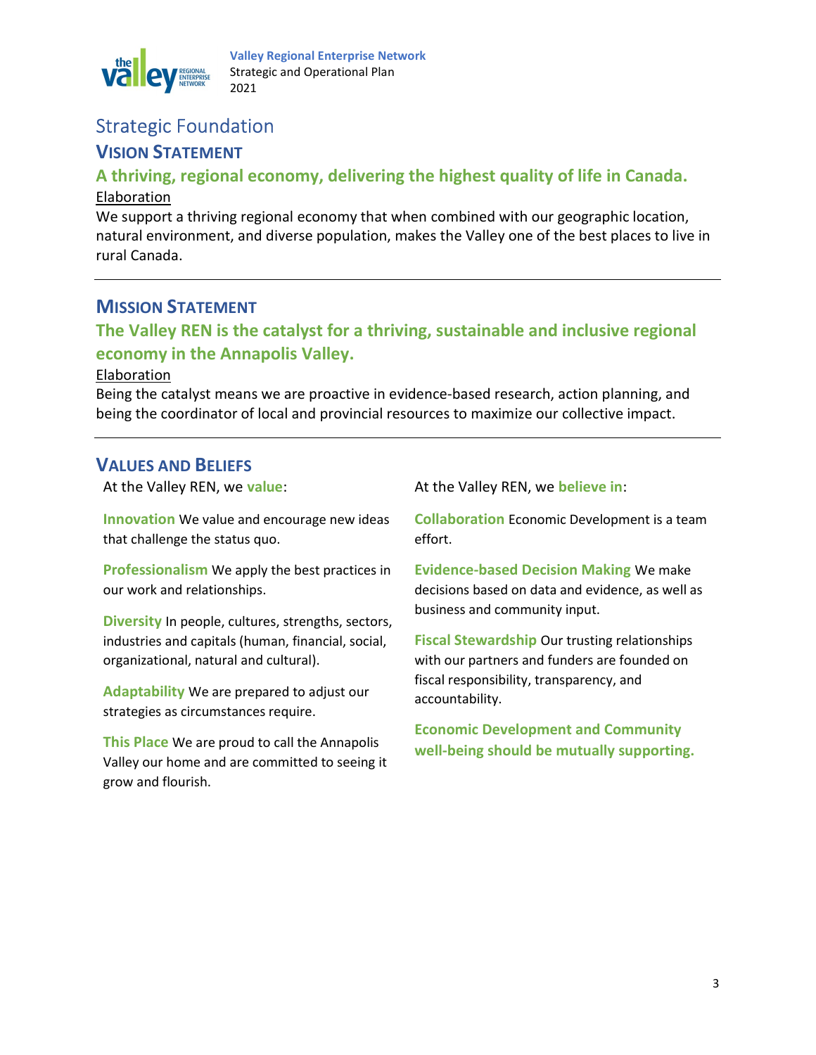# Strategic Foundation

## Vision Statement

**A thriving, regional economy, delivering the highest quality of life in Canada.**

Elaboration

We support a thriving regional economy that when combined with our geographic location, natural environment, and diverse population, makes the Valley one of the best places to live in rural Canada.

---

## Mission Statement

**The Valley REN is the catalyst for a thriving, sustainable and inclusive regional economy in the Annapolis Valley.**

Elaboration

Being the catalyst means we are proactive in evidence-based research, action planning, and being the coordinator of local and provincial resources to maximize our collective impact.

---

## Values and Beliefs

At the Valley REN, we **value**:

**Innovation** We value and encourage new ideas that challenge the status quo.

**Professionalism** We apply the best practices in our work and relationships.

**Diversity** In people, cultures, strengths, sectors, industries and capitals (human, financial, social, organizational, natural and cultural).

**Adaptability** We are prepared to adjust our strategies as circumstances require.

**This Place** We are proud to call the Annapolis Valley our home and are committed to seeing it grow and flourish.

At the Valley REN, we **believe in**:

**Collaboration** Economic Development is a team effort.

**Evidence-based Decision Making** We make decisions based on data and evidence, as well as business and community input.

**Fiscal Stewardship** Our trusting relationships with our partners and funders are founded on fiscal responsibility, transparency, and accountability.

**Economic Development and Community well-being should be mutually supporting.**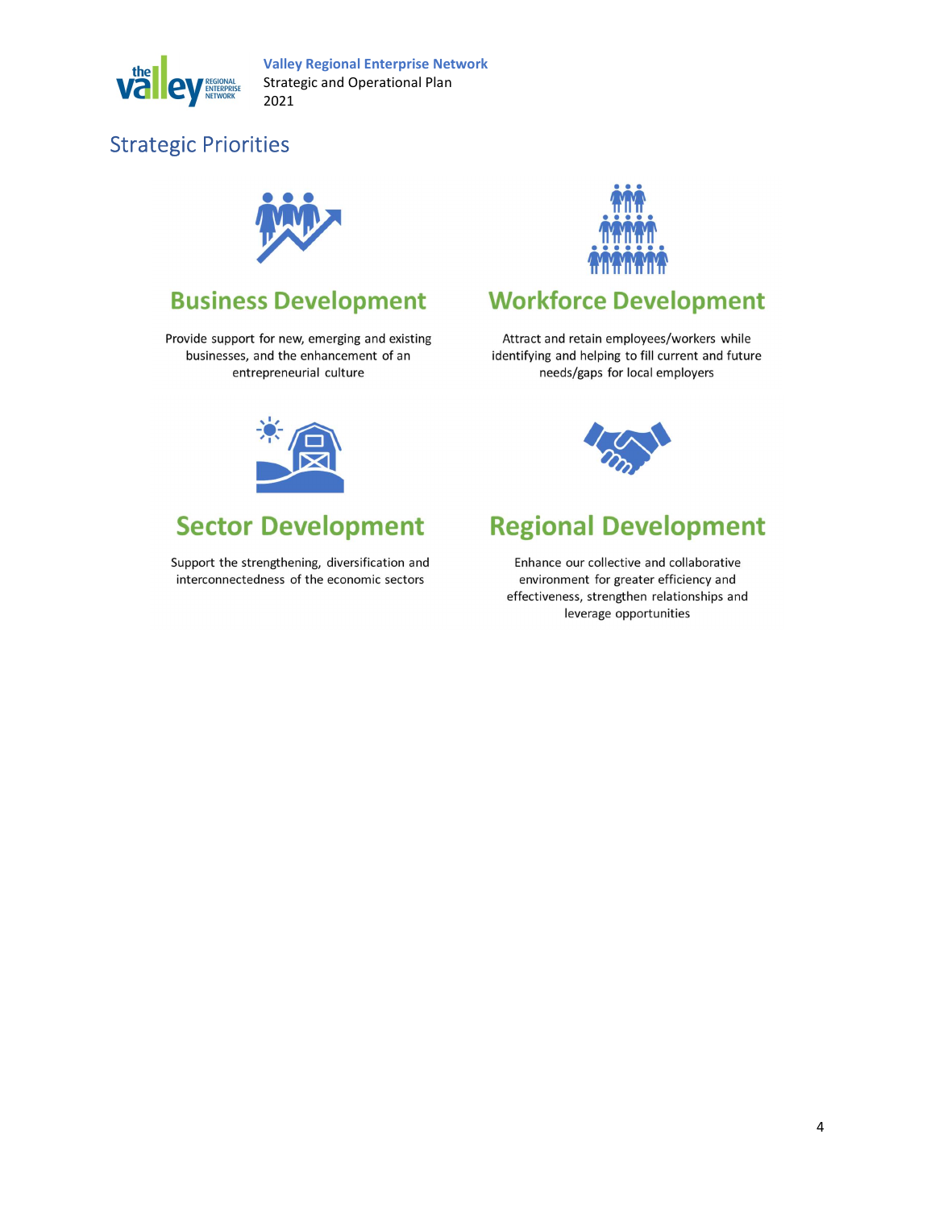## Strategic Priorities

### Business Development

Provide support for new, emerging and existing businesses, and the enhancement of an entrepreneurial culture

### Workforce Development

Attract and retain employees/workers while identifying and helping to fill current and future needs/gaps for local employers

### Sector Development

Support the strengthening, diversification and interconnectedness of the economic sectors

### Regional Development

Enhance our collective and collaborative environment for greater efficiency and effectiveness, strengthen relationships and leverage opportunities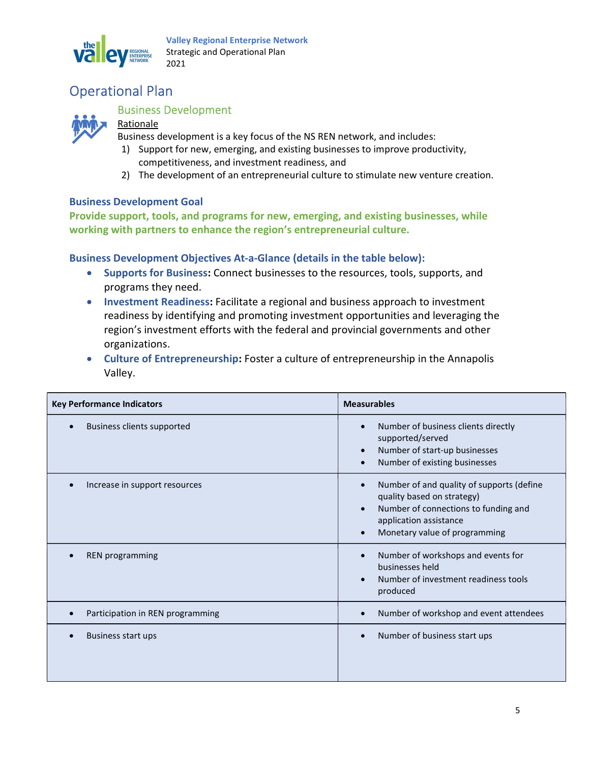# Operational Plan

## Business Development

Rationale

Business development is a key focus of the NS REN network, and includes:

1) Support for new, emerging, and existing businesses to improve productivity, competitiveness, and investment readiness, and
2) The development of an entrepreneurial culture to stimulate new venture creation.

### Business Development Goal

**Provide support, tools, and programs for new, emerging, and existing businesses, while working with partners to enhance the region's entrepreneurial culture.**

### Business Development Objectives At-a-Glance (details in the table below):

- **Supports for Business:** Connect businesses to the resources, tools, supports, and programs they need.
- **Investment Readiness:** Facilitate a regional and business approach to investment readiness by identifying and promoting investment opportunities and leveraging the region's investment efforts with the federal and provincial governments and other organizations.
- **Culture of Entrepreneurship:** Foster a culture of entrepreneurship in the Annapolis Valley.

| Key Performance Indicators | Measurables |
|---|---|
| • Business clients supported | • Number of business clients directly supported/served<br>• Number of start-up businesses<br>• Number of existing businesses |
| • Increase in support resources | • Number of and quality of supports (define quality based on strategy)<br>• Number of connections to funding and application assistance<br>• Monetary value of programming |
| • REN programming | • Number of workshops and events for businesses held<br>• Number of investment readiness tools produced |
| • Participation in REN programming | • Number of workshop and event attendees |
| • Business start ups | • Number of business start ups |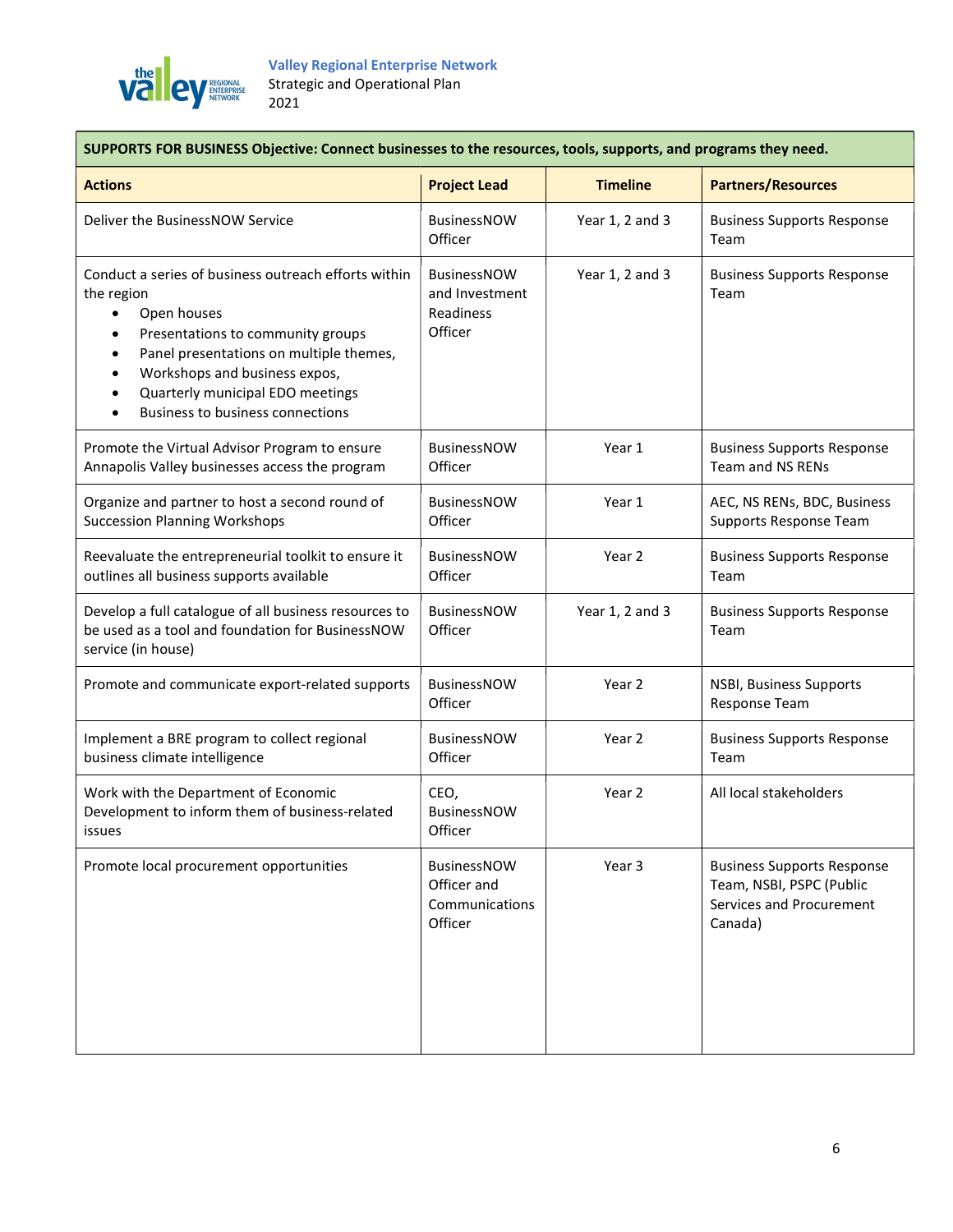| SUPPORTS FOR BUSINESS Objective: Connect businesses to the resources, tools, supports, and programs they need. | | | |
|---|---|---|---|
| **Actions** | **Project Lead** | **Timeline** | **Partners/Resources** |
| Deliver the BusinessNOW Service | BusinessNOW Officer | Year 1, 2 and 3 | Business Supports Response Team |
| Conduct a series of business outreach efforts within the region<br>• Open houses<br>• Presentations to community groups<br>• Panel presentations on multiple themes,<br>• Workshops and business expos,<br>• Quarterly municipal EDO meetings<br>• Business to business connections | BusinessNOW and Investment Readiness Officer | Year 1, 2 and 3 | Business Supports Response Team |
| Promote the Virtual Advisor Program to ensure Annapolis Valley businesses access the program | BusinessNOW Officer | Year 1 | Business Supports Response Team and NS RENs |
| Organize and partner to host a second round of Succession Planning Workshops | BusinessNOW Officer | Year 1 | AEC, NS RENs, BDC, Business Supports Response Team |
| Reevaluate the entrepreneurial toolkit to ensure it outlines all business supports available | BusinessNOW Officer | Year 2 | Business Supports Response Team |
| Develop a full catalogue of all business resources to be used as a tool and foundation for BusinessNOW service (in house) | BusinessNOW Officer | Year 1, 2 and 3 | Business Supports Response Team |
| Promote and communicate export-related supports | BusinessNOW Officer | Year 2 | NSBI, Business Supports Response Team |
| Implement a BRE program to collect regional business climate intelligence | BusinessNOW Officer | Year 2 | Business Supports Response Team |
| Work with the Department of Economic Development to inform them of business-related issues | CEO, BusinessNOW Officer | Year 2 | All local stakeholders |
| Promote local procurement opportunities | BusinessNOW Officer and Communications Officer | Year 3 | Business Supports Response Team, NSBI, PSPC (Public Services and Procurement Canada) |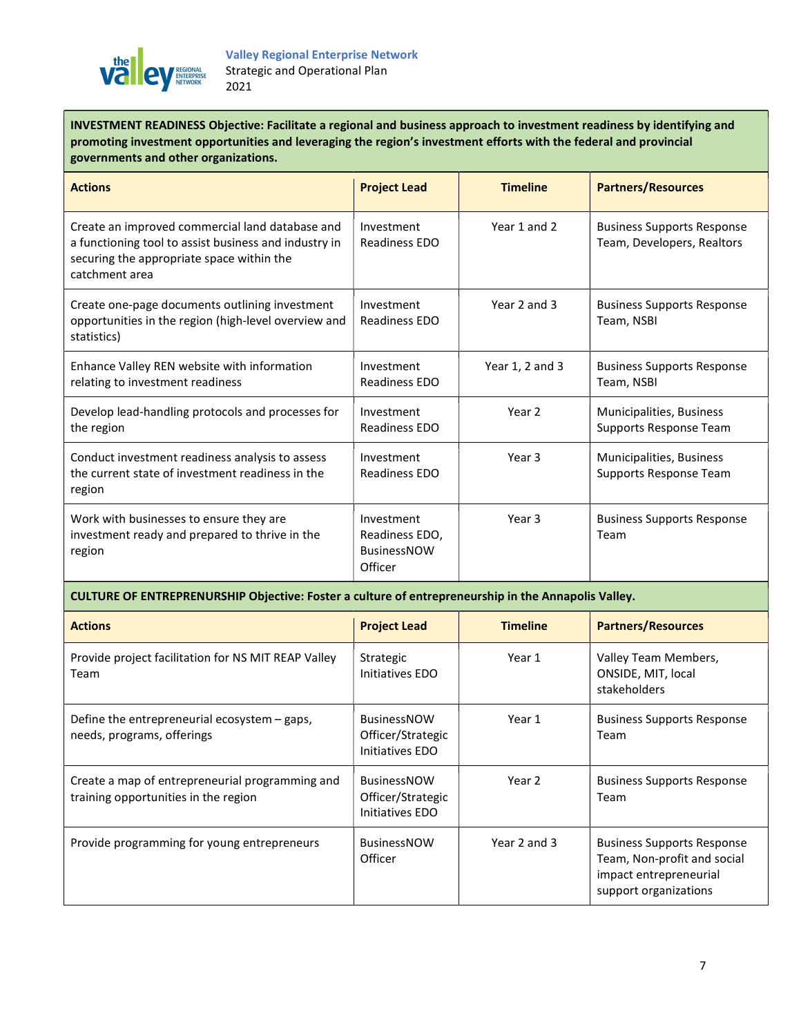**INVESTMENT READINESS Objective: Facilitate a regional and business approach to investment readiness by identifying and promoting investment opportunities and leveraging the region's investment efforts with the federal and provincial governments and other organizations.**

| Actions | Project Lead | Timeline | Partners/Resources |
|---|---|---|---|
| Create an improved commercial land database and a functioning tool to assist business and industry in securing the appropriate space within the catchment area | Investment Readiness EDO | Year 1 and 2 | Business Supports Response Team, Developers, Realtors |
| Create one-page documents outlining investment opportunities in the region (high-level overview and statistics) | Investment Readiness EDO | Year 2 and 3 | Business Supports Response Team, NSBI |
| Enhance Valley REN website with information relating to investment readiness | Investment Readiness EDO | Year 1, 2 and 3 | Business Supports Response Team, NSBI |
| Develop lead-handling protocols and processes for the region | Investment Readiness EDO | Year 2 | Municipalities, Business Supports Response Team |
| Conduct investment readiness analysis to assess the current state of investment readiness in the region | Investment Readiness EDO | Year 3 | Municipalities, Business Supports Response Team |
| Work with businesses to ensure they are investment ready and prepared to thrive in the region | Investment Readiness EDO, BusinessNOW Officer | Year 3 | Business Supports Response Team |

**CULTURE OF ENTREPRENURSHIP Objective: Foster a culture of entrepreneurship in the Annapolis Valley.**

| Actions | Project Lead | Timeline | Partners/Resources |
|---|---|---|---|
| Provide project facilitation for NS MIT REAP Valley Team | Strategic Initiatives EDO | Year 1 | Valley Team Members, ONSIDE, MIT, local stakeholders |
| Define the entrepreneurial ecosystem – gaps, needs, programs, offerings | BusinessNOW Officer/Strategic Initiatives EDO | Year 1 | Business Supports Response Team |
| Create a map of entrepreneurial programming and training opportunities in the region | BusinessNOW Officer/Strategic Initiatives EDO | Year 2 | Business Supports Response Team |
| Provide programming for young entrepreneurs | BusinessNOW Officer | Year 2 and 3 | Business Supports Response Team, Non-profit and social impact entrepreneurial support organizations |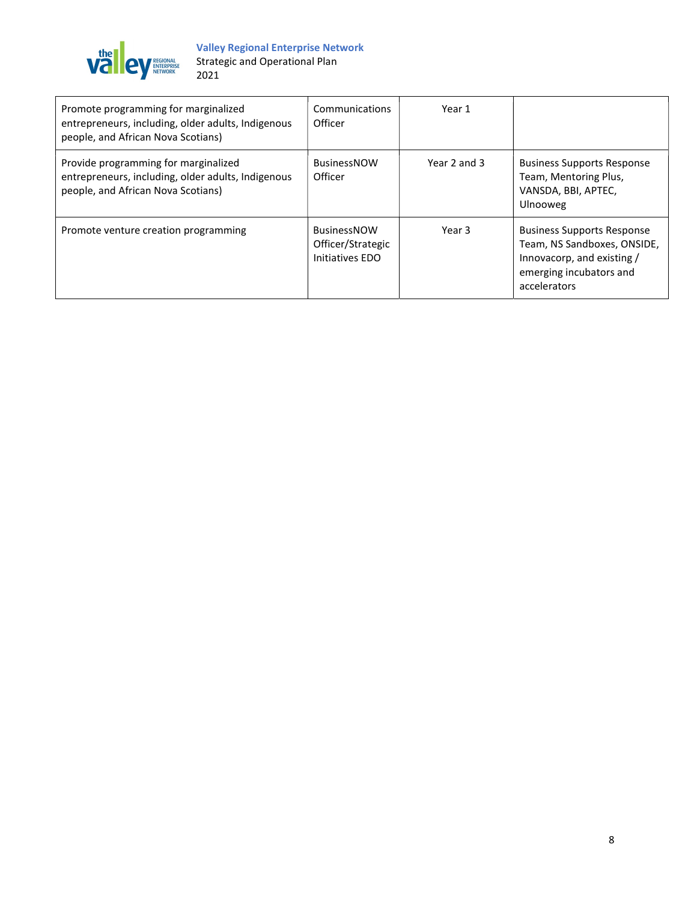| | | | |
|---|---|---|---|
| Promote programming for marginalized entrepreneurs, including, older adults, Indigenous people, and African Nova Scotians) | Communications Officer | Year 1 | |
| Provide programming for marginalized entrepreneurs, including, older adults, Indigenous people, and African Nova Scotians) | BusinessNOW Officer | Year 2 and 3 | Business Supports Response Team, Mentoring Plus, VANSDA, BBI, APTEC, Ulnooweg |
| Promote venture creation programming | BusinessNOW Officer/Strategic Initiatives EDO | Year 3 | Business Supports Response Team, NS Sandboxes, ONSIDE, Innovacorp, and existing / emerging incubators and accelerators |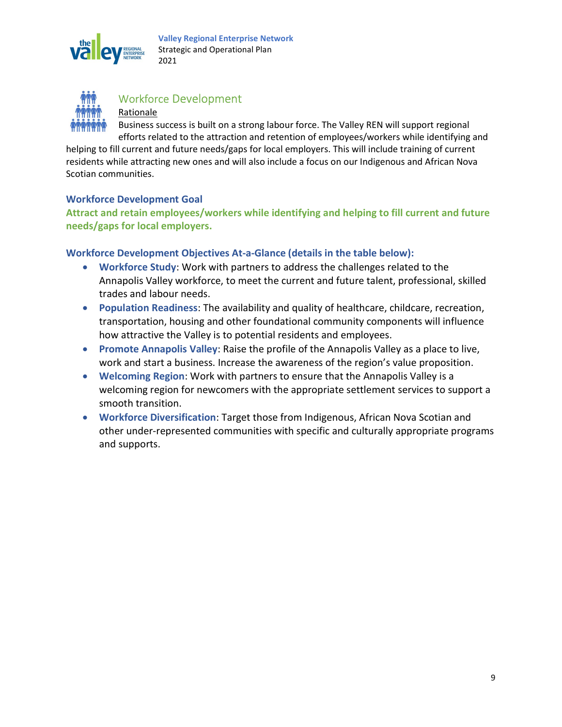## Workforce Development

Rationale

Business success is built on a strong labour force. The Valley REN will support regional efforts related to the attraction and retention of employees/workers while identifying and helping to fill current and future needs/gaps for local employers. This will include training of current residents while attracting new ones and will also include a focus on our Indigenous and African Nova Scotian communities.

### Workforce Development Goal

**Attract and retain employees/workers while identifying and helping to fill current and future needs/gaps for local employers.**

### Workforce Development Objectives At-a-Glance (details in the table below):

- **Workforce Study**: Work with partners to address the challenges related to the Annapolis Valley workforce, to meet the current and future talent, professional, skilled trades and labour needs.
- **Population Readiness**: The availability and quality of healthcare, childcare, recreation, transportation, housing and other foundational community components will influence how attractive the Valley is to potential residents and employees.
- **Promote Annapolis Valley**: Raise the profile of the Annapolis Valley as a place to live, work and start a business. Increase the awareness of the region's value proposition.
- **Welcoming Region**: Work with partners to ensure that the Annapolis Valley is a welcoming region for newcomers with the appropriate settlement services to support a smooth transition.
- **Workforce Diversification**: Target those from Indigenous, African Nova Scotian and other under-represented communities with specific and culturally appropriate programs and supports.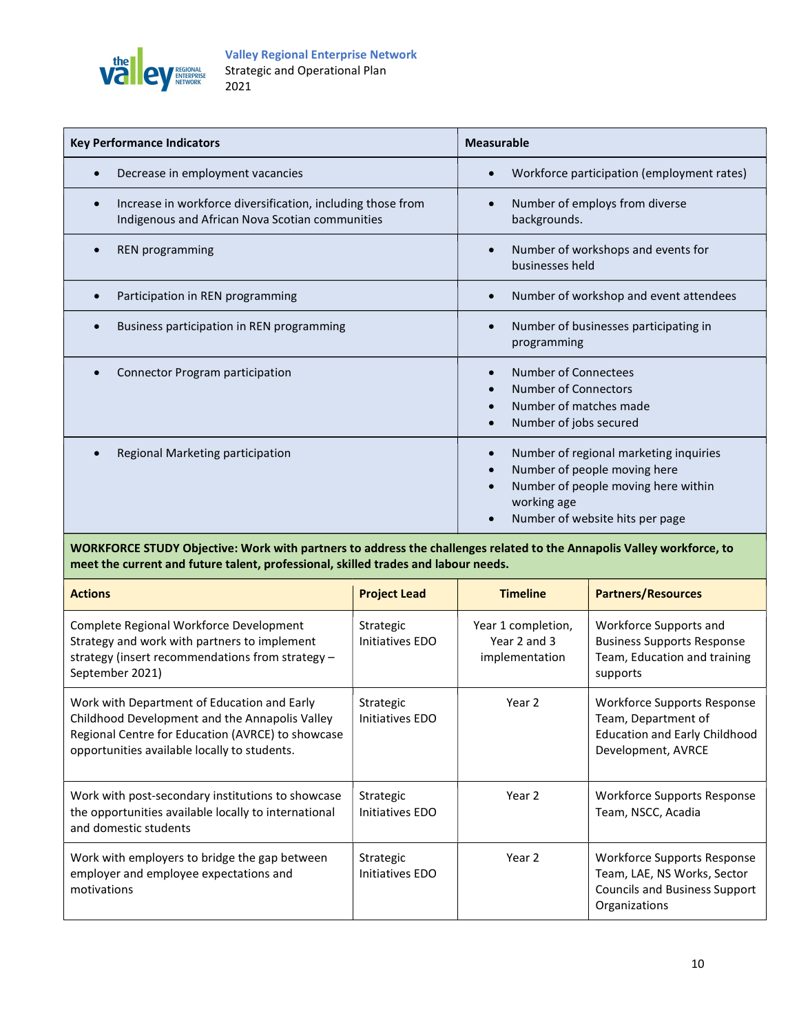| Key Performance Indicators | Measurable |
| --- | --- |
| • Decrease in employment vacancies | • Workforce participation (employment rates) |
| • Increase in workforce diversification, including those from Indigenous and African Nova Scotian communities | • Number of employs from diverse backgrounds. |
| • REN programming | • Number of workshops and events for businesses held |
| • Participation in REN programming | • Number of workshop and event attendees |
| • Business participation in REN programming | • Number of businesses participating in programming |
| • Connector Program participation | • Number of Connectees<br>• Number of Connectors<br>• Number of matches made<br>• Number of jobs secured |
| • Regional Marketing participation | • Number of regional marketing inquiries<br>• Number of people moving here<br>• Number of people moving here within working age<br>• Number of website hits per page |

**WORKFORCE STUDY Objective: Work with partners to address the challenges related to the Annapolis Valley workforce, to meet the current and future talent, professional, skilled trades and labour needs.**

| Actions | Project Lead | Timeline | Partners/Resources |
| --- | --- | --- | --- |
| Complete Regional Workforce Development Strategy and work with partners to implement strategy (insert recommendations from strategy – September 2021) | Strategic Initiatives EDO | Year 1 completion, Year 2 and 3 implementation | Workforce Supports and Business Supports Response Team, Education and training supports |
| Work with Department of Education and Early Childhood Development and the Annapolis Valley Regional Centre for Education (AVRCE) to showcase opportunities available locally to students. | Strategic Initiatives EDO | Year 2 | Workforce Supports Response Team, Department of Education and Early Childhood Development, AVRCE |
| Work with post-secondary institutions to showcase the opportunities available locally to international and domestic students | Strategic Initiatives EDO | Year 2 | Workforce Supports Response Team, NSCC, Acadia |
| Work with employers to bridge the gap between employer and employee expectations and motivations | Strategic Initiatives EDO | Year 2 | Workforce Supports Response Team, LAE, NS Works, Sector Councils and Business Support Organizations |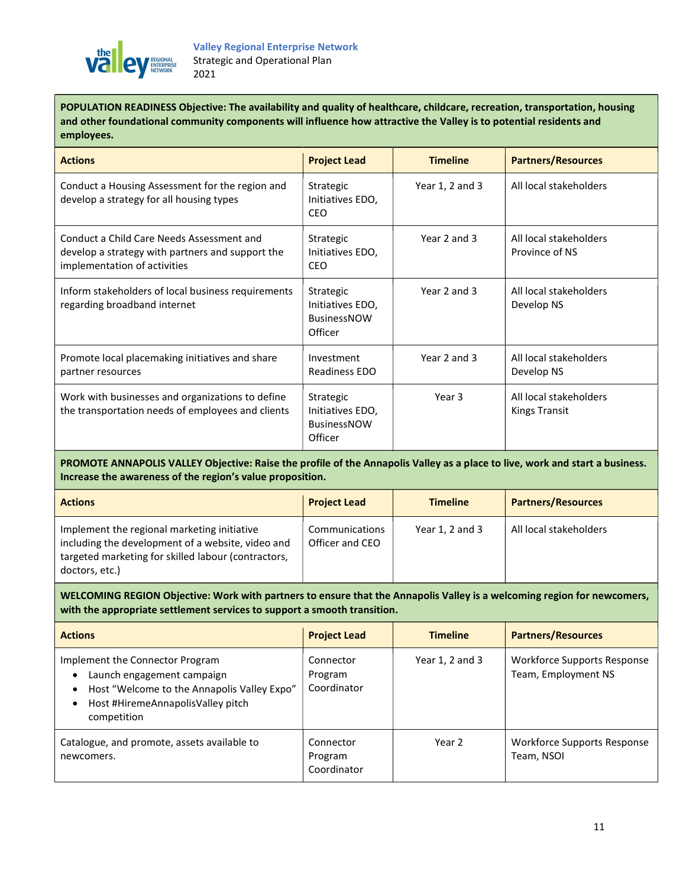**POPULATION READINESS Objective: The availability and quality of healthcare, childcare, recreation, transportation, housing and other foundational community components will influence how attractive the Valley is to potential residents and employees.**

| Actions | Project Lead | Timeline | Partners/Resources |
|---|---|---|---|
| Conduct a Housing Assessment for the region and develop a strategy for all housing types | Strategic Initiatives EDO, CEO | Year 1, 2 and 3 | All local stakeholders |
| Conduct a Child Care Needs Assessment and develop a strategy with partners and support the implementation of activities | Strategic Initiatives EDO, CEO | Year 2 and 3 | All local stakeholders<br>Province of NS |
| Inform stakeholders of local business requirements regarding broadband internet | Strategic Initiatives EDO, BusinessNOW Officer | Year 2 and 3 | All local stakeholders<br>Develop NS |
| Promote local placemaking initiatives and share partner resources | Investment Readiness EDO | Year 2 and 3 | All local stakeholders<br>Develop NS |
| Work with businesses and organizations to define the transportation needs of employees and clients | Strategic Initiatives EDO, BusinessNOW Officer | Year 3 | All local stakeholders<br>Kings Transit |

**PROMOTE ANNAPOLIS VALLEY Objective: Raise the profile of the Annapolis Valley as a place to live, work and start a business. Increase the awareness of the region's value proposition.**

| Actions | Project Lead | Timeline | Partners/Resources |
|---|---|---|---|
| Implement the regional marketing initiative including the development of a website, video and targeted marketing for skilled labour (contractors, doctors, etc.) | Communications Officer and CEO | Year 1, 2 and 3 | All local stakeholders |

**WELCOMING REGION Objective: Work with partners to ensure that the Annapolis Valley is a welcoming region for newcomers, with the appropriate settlement services to support a smooth transition.**

| Actions | Project Lead | Timeline | Partners/Resources |
|---|---|---|---|
| Implement the Connector Program<br>• Launch engagement campaign<br>• Host "Welcome to the Annapolis Valley Expo"<br>• Host #HiremeAnnapolisValley pitch competition | Connector Program Coordinator | Year 1, 2 and 3 | Workforce Supports Response Team, Employment NS |
| Catalogue, and promote, assets available to newcomers. | Connector Program Coordinator | Year 2 | Workforce Supports Response Team, NSOI |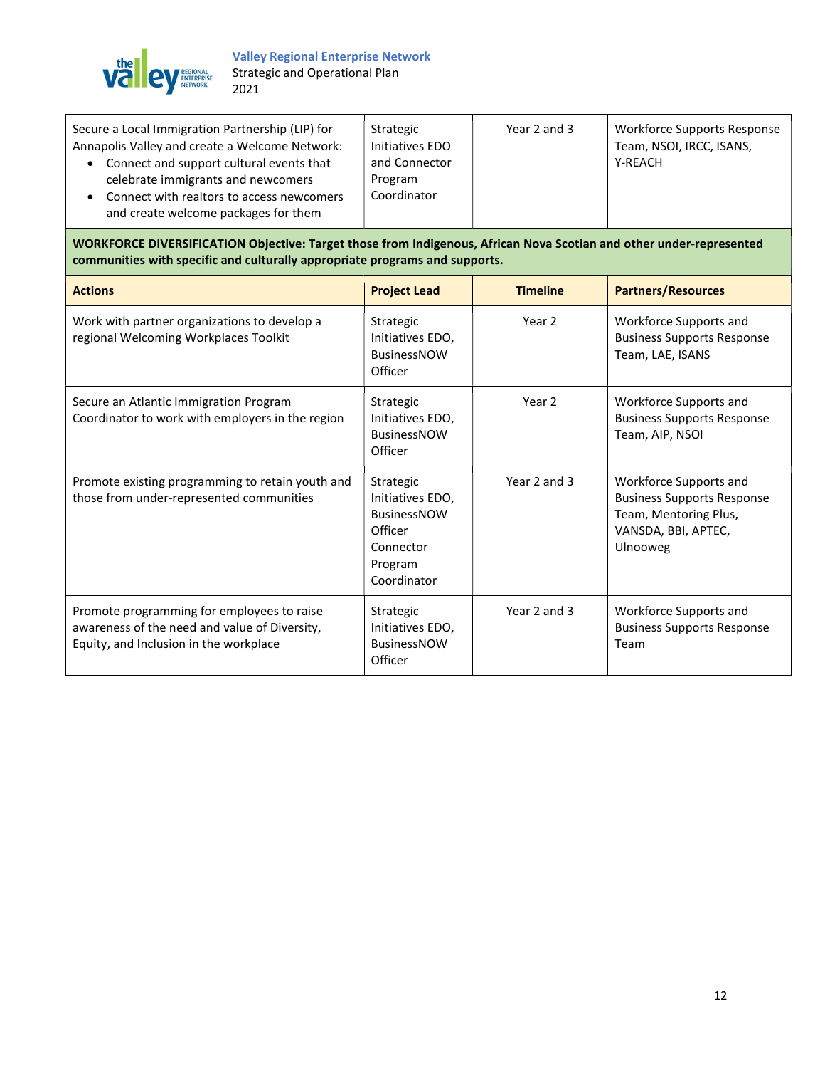| Secure a Local Immigration Partnership (LIP) for Annapolis Valley and create a Welcome Network:<br>• Connect and support cultural events that celebrate immigrants and newcomers<br>• Connect with realtors to access newcomers and create welcome packages for them | Strategic Initiatives EDO and Connector Program Coordinator | Year 2 and 3 | Workforce Supports Response Team, NSOI, IRCC, ISANS, Y-REACH |
|---|---|---|---|

**WORKFORCE DIVERSIFICATION Objective: Target those from Indigenous, African Nova Scotian and other under-represented communities with specific and culturally appropriate programs and supports.**

| Actions | Project Lead | Timeline | Partners/Resources |
|---|---|---|---|
| Work with partner organizations to develop a regional Welcoming Workplaces Toolkit | Strategic Initiatives EDO, BusinessNOW Officer | Year 2 | Workforce Supports and Business Supports Response Team, LAE, ISANS |
| Secure an Atlantic Immigration Program Coordinator to work with employers in the region | Strategic Initiatives EDO, BusinessNOW Officer | Year 2 | Workforce Supports and Business Supports Response Team, AIP, NSOI |
| Promote existing programming to retain youth and those from under-represented communities | Strategic Initiatives EDO, BusinessNOW Officer Connector Program Coordinator | Year 2 and 3 | Workforce Supports and Business Supports Response Team, Mentoring Plus, VANSDA, BBI, APTEC, Ulnooweg |
| Promote programming for employees to raise awareness of the need and value of Diversity, Equity, and Inclusion in the workplace | Strategic Initiatives EDO, BusinessNOW Officer | Year 2 and 3 | Workforce Supports and Business Supports Response Team |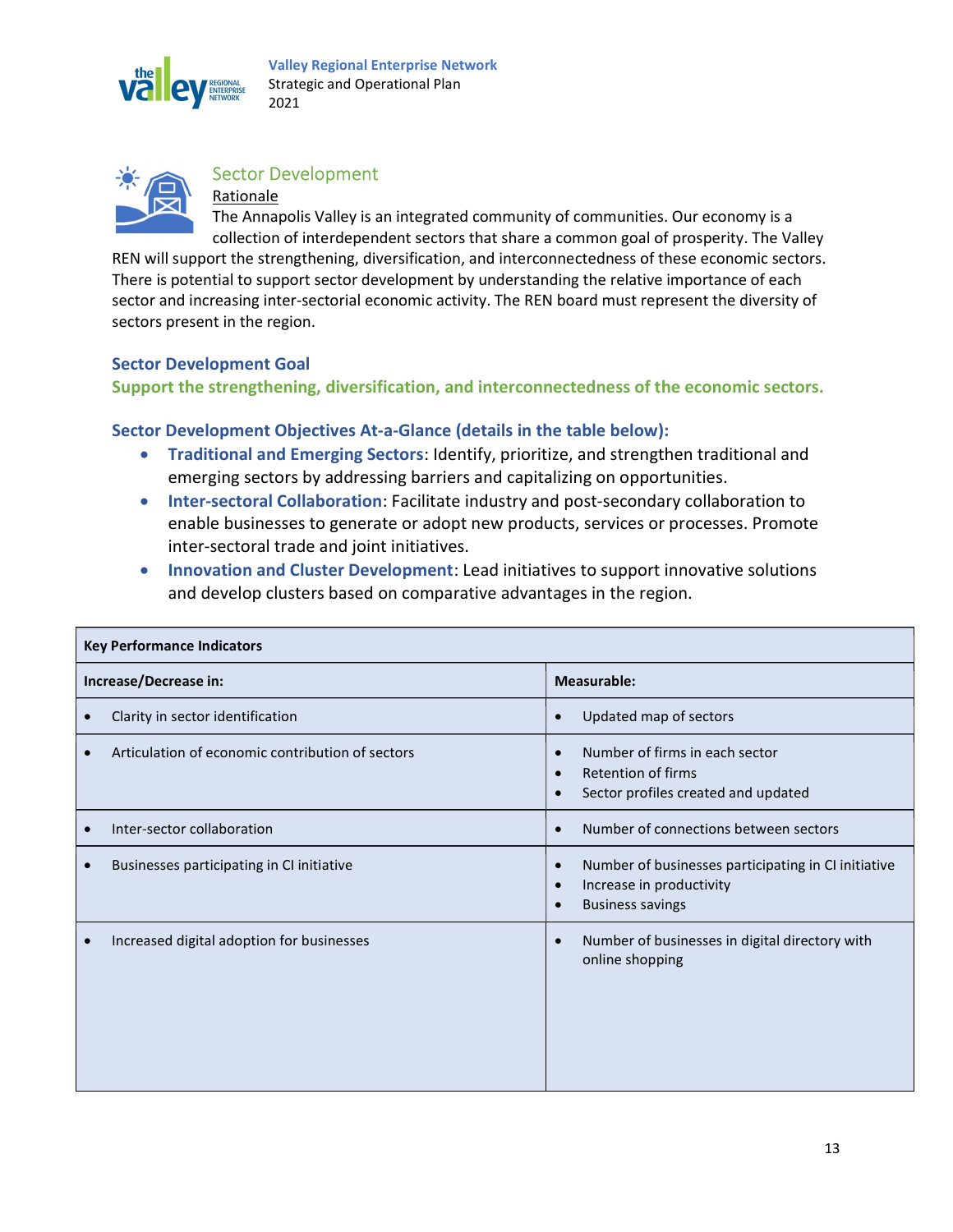## Sector Development

Rationale

The Annapolis Valley is an integrated community of communities. Our economy is a collection of interdependent sectors that share a common goal of prosperity. The Valley REN will support the strengthening, diversification, and interconnectedness of these economic sectors. There is potential to support sector development by understanding the relative importance of each sector and increasing inter-sectorial economic activity. The REN board must represent the diversity of sectors present in the region.

### Sector Development Goal

**Support the strengthening, diversification, and interconnectedness of the economic sectors.**

### Sector Development Objectives At-a-Glance (details in the table below):

- **Traditional and Emerging Sectors**: Identify, prioritize, and strengthen traditional and emerging sectors by addressing barriers and capitalizing on opportunities.
- **Inter-sectoral Collaboration**: Facilitate industry and post-secondary collaboration to enable businesses to generate or adopt new products, services or processes. Promote inter-sectoral trade and joint initiatives.
- **Innovation and Cluster Development**: Lead initiatives to support innovative solutions and develop clusters based on comparative advantages in the region.

| Key Performance Indicators | |
|---|---|
| **Increase/Decrease in:** | **Measurable:** |
| • Clarity in sector identification | • Updated map of sectors |
| • Articulation of economic contribution of sectors | • Number of firms in each sector<br>• Retention of firms<br>• Sector profiles created and updated |
| • Inter-sector collaboration | • Number of connections between sectors |
| • Businesses participating in CI initiative | • Number of businesses participating in CI initiative<br>• Increase in productivity<br>• Business savings |
| • Increased digital adoption for businesses | • Number of businesses in digital directory with online shopping |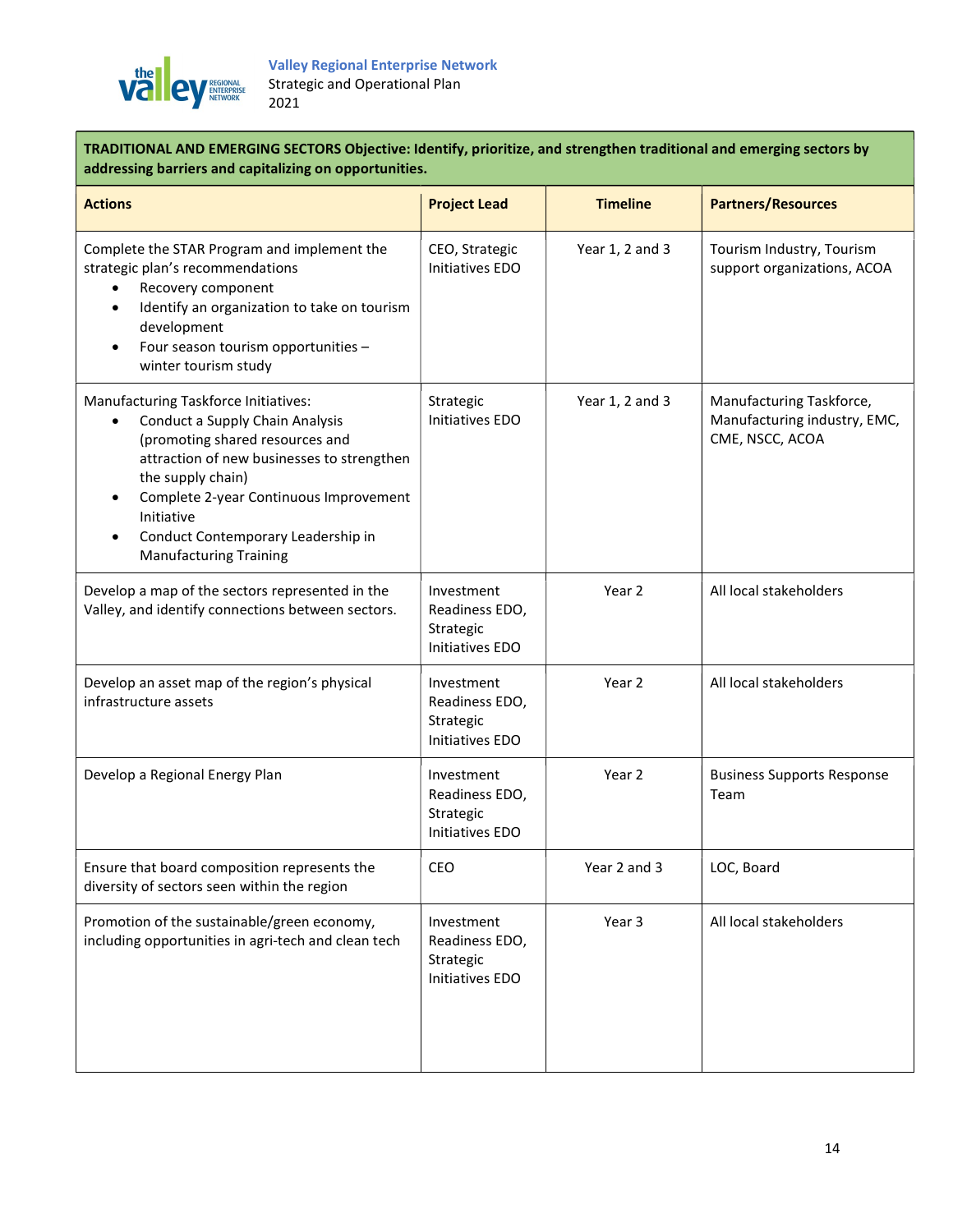| **TRADITIONAL AND EMERGING SECTORS Objective: Identify, prioritize, and strengthen traditional and emerging sectors by addressing barriers and capitalizing on opportunities.** | | | |
|---|---|---|---|
| **Actions** | **Project Lead** | **Timeline** | **Partners/Resources** |
| Complete the STAR Program and implement the strategic plan's recommendations<br>• Recovery component<br>• Identify an organization to take on tourism development<br>• Four season tourism opportunities – winter tourism study | CEO, Strategic Initiatives EDO | Year 1, 2 and 3 | Tourism Industry, Tourism support organizations, ACOA |
| Manufacturing Taskforce Initiatives:<br>• Conduct a Supply Chain Analysis (promoting shared resources and attraction of new businesses to strengthen the supply chain)<br>• Complete 2-year Continuous Improvement Initiative<br>• Conduct Contemporary Leadership in Manufacturing Training | Strategic Initiatives EDO | Year 1, 2 and 3 | Manufacturing Taskforce, Manufacturing industry, EMC, CME, NSCC, ACOA |
| Develop a map of the sectors represented in the Valley, and identify connections between sectors. | Investment Readiness EDO, Strategic Initiatives EDO | Year 2 | All local stakeholders |
| Develop an asset map of the region's physical infrastructure assets | Investment Readiness EDO, Strategic Initiatives EDO | Year 2 | All local stakeholders |
| Develop a Regional Energy Plan | Investment Readiness EDO, Strategic Initiatives EDO | Year 2 | Business Supports Response Team |
| Ensure that board composition represents the diversity of sectors seen within the region | CEO | Year 2 and 3 | LOC, Board |
| Promotion of the sustainable/green economy, including opportunities in agri-tech and clean tech | Investment Readiness EDO, Strategic Initiatives EDO | Year 3 | All local stakeholders |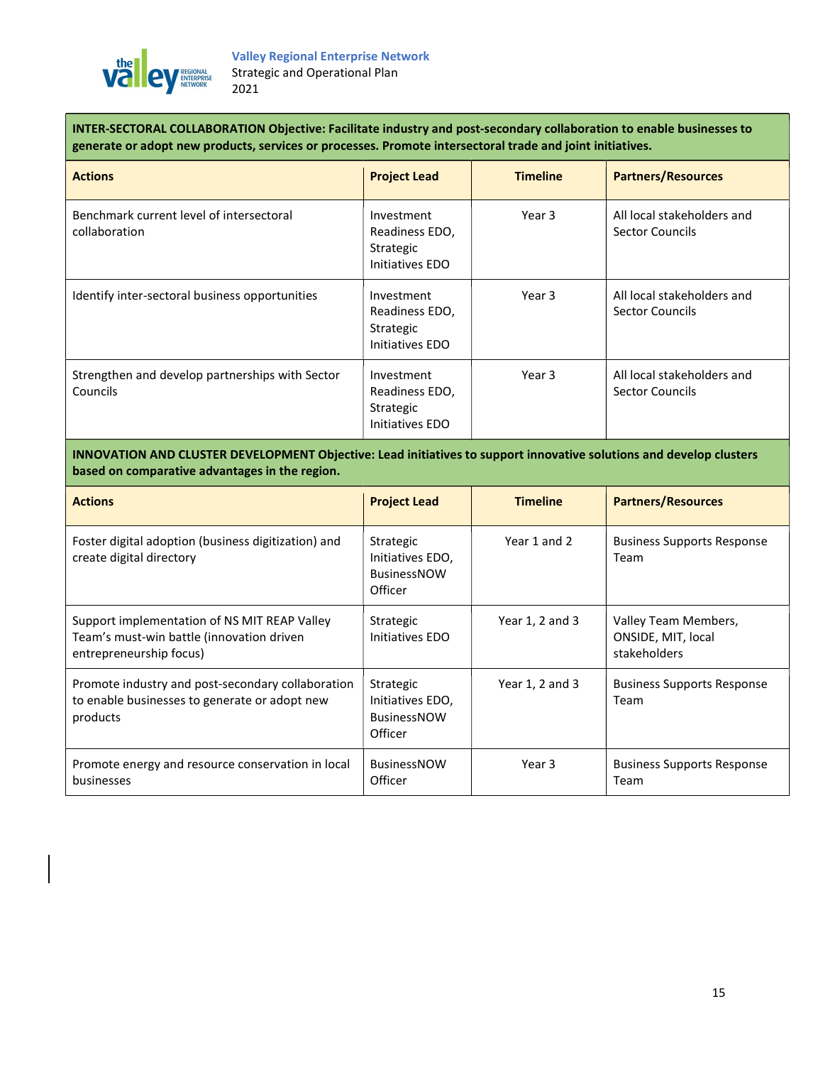**INTER-SECTORAL COLLABORATION Objective: Facilitate industry and post-secondary collaboration to enable businesses to generate or adopt new products, services or processes. Promote intersectoral trade and joint initiatives.**

| Actions | Project Lead | Timeline | Partners/Resources |
|---|---|---|---|
| Benchmark current level of intersectoral collaboration | Investment Readiness EDO, Strategic Initiatives EDO | Year 3 | All local stakeholders and Sector Councils |
| Identify inter-sectoral business opportunities | Investment Readiness EDO, Strategic Initiatives EDO | Year 3 | All local stakeholders and Sector Councils |
| Strengthen and develop partnerships with Sector Councils | Investment Readiness EDO, Strategic Initiatives EDO | Year 3 | All local stakeholders and Sector Councils |

**INNOVATION AND CLUSTER DEVELOPMENT Objective: Lead initiatives to support innovative solutions and develop clusters based on comparative advantages in the region.**

| Actions | Project Lead | Timeline | Partners/Resources |
|---|---|---|---|
| Foster digital adoption (business digitization) and create digital directory | Strategic Initiatives EDO, BusinessNOW Officer | Year 1 and 2 | Business Supports Response Team |
| Support implementation of NS MIT REAP Valley Team's must-win battle (innovation driven entrepreneurship focus) | Strategic Initiatives EDO | Year 1, 2 and 3 | Valley Team Members, ONSIDE, MIT, local stakeholders |
| Promote industry and post-secondary collaboration to enable businesses to generate or adopt new products | Strategic Initiatives EDO, BusinessNOW Officer | Year 1, 2 and 3 | Business Supports Response Team |
| Promote energy and resource conservation in local businesses | BusinessNOW Officer | Year 3 | Business Supports Response Team |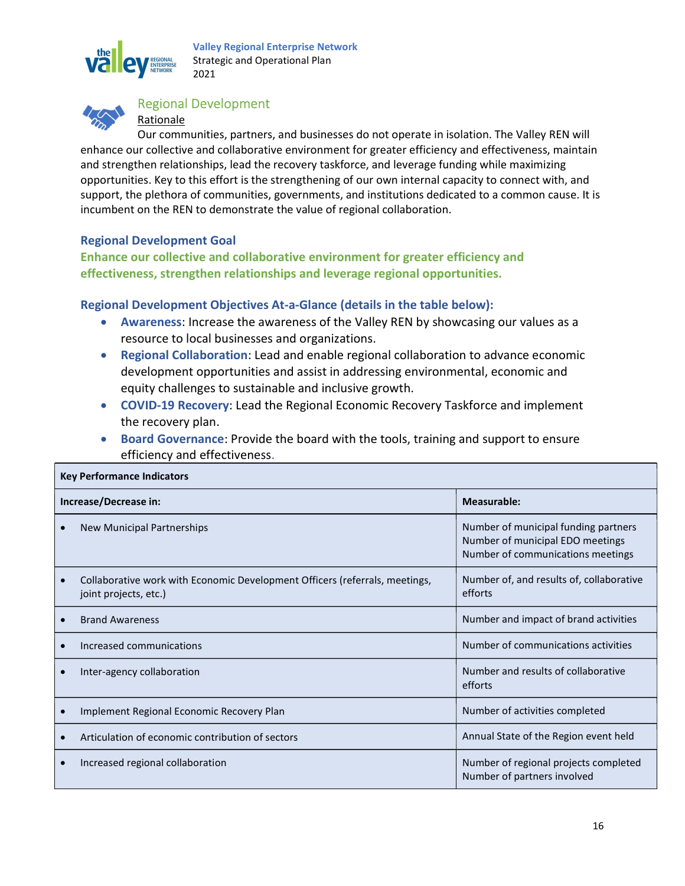## Regional Development

Rationale

Our communities, partners, and businesses do not operate in isolation. The Valley REN will enhance our collective and collaborative environment for greater efficiency and effectiveness, maintain and strengthen relationships, lead the recovery taskforce, and leverage funding while maximizing opportunities. Key to this effort is the strengthening of our own internal capacity to connect with, and support, the plethora of communities, governments, and institutions dedicated to a common cause. It is incumbent on the REN to demonstrate the value of regional collaboration.

### Regional Development Goal

**Enhance our collective and collaborative environment for greater efficiency and effectiveness, strengthen relationships and leverage regional opportunities.**

### Regional Development Objectives At-a-Glance (details in the table below):

- **Awareness**: Increase the awareness of the Valley REN by showcasing our values as a resource to local businesses and organizations.
- **Regional Collaboration**: Lead and enable regional collaboration to advance economic development opportunities and assist in addressing environmental, economic and equity challenges to sustainable and inclusive growth.
- **COVID-19 Recovery**: Lead the Regional Economic Recovery Taskforce and implement the recovery plan.
- **Board Governance**: Provide the board with the tools, training and support to ensure efficiency and effectiveness.

| **Key Performance Indicators** | |
|---|---|
| **Increase/Decrease in:** | **Measurable:** |
| • New Municipal Partnerships | Number of municipal funding partners<br>Number of municipal EDO meetings<br>Number of communications meetings |
| • Collaborative work with Economic Development Officers (referrals, meetings, joint projects, etc.) | Number of, and results of, collaborative efforts |
| • Brand Awareness | Number and impact of brand activities |
| • Increased communications | Number of communications activities |
| • Inter-agency collaboration | Number and results of collaborative efforts |
| • Implement Regional Economic Recovery Plan | Number of activities completed |
| • Articulation of economic contribution of sectors | Annual State of the Region event held |
| • Increased regional collaboration | Number of regional projects completed<br>Number of partners involved |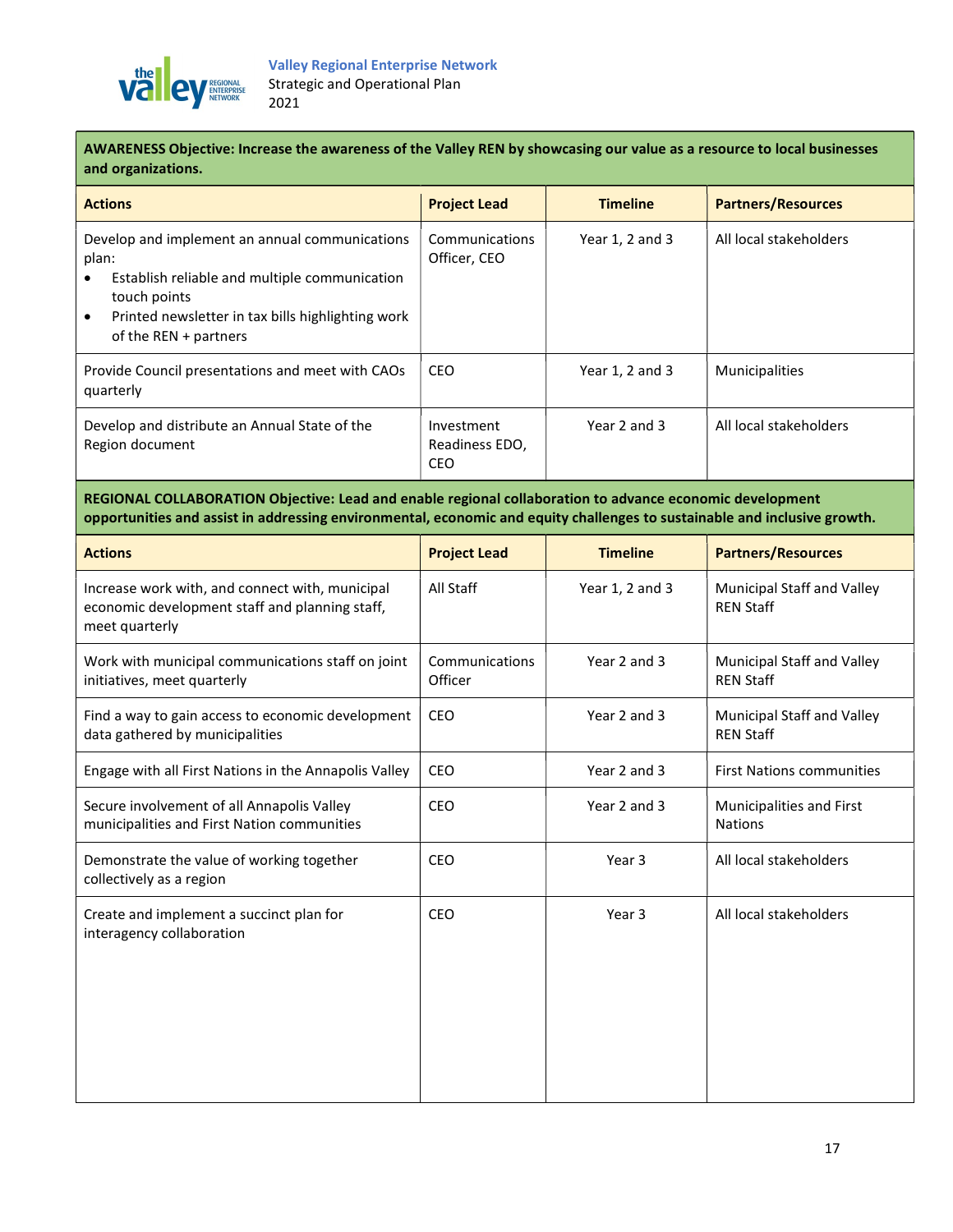| AWARENESS Objective: Increase the awareness of the Valley REN by showcasing our value as a resource to local businesses and organizations. | | | |
|---|---|---|---|
| **Actions** | **Project Lead** | **Timeline** | **Partners/Resources** |
| Develop and implement an annual communications plan:<br>• Establish reliable and multiple communication touch points<br>• Printed newsletter in tax bills highlighting work of the REN + partners | Communications Officer, CEO | Year 1, 2 and 3 | All local stakeholders |
| Provide Council presentations and meet with CAOs quarterly | CEO | Year 1, 2 and 3 | Municipalities |
| Develop and distribute an Annual State of the Region document | Investment Readiness EDO, CEO | Year 2 and 3 | All local stakeholders |

| REGIONAL COLLABORATION Objective: Lead and enable regional collaboration to advance economic development opportunities and assist in addressing environmental, economic and equity challenges to sustainable and inclusive growth. | | | |
|---|---|---|---|
| **Actions** | **Project Lead** | **Timeline** | **Partners/Resources** |
| Increase work with, and connect with, municipal economic development staff and planning staff, meet quarterly | All Staff | Year 1, 2 and 3 | Municipal Staff and Valley REN Staff |
| Work with municipal communications staff on joint initiatives, meet quarterly | Communications Officer | Year 2 and 3 | Municipal Staff and Valley REN Staff |
| Find a way to gain access to economic development data gathered by municipalities | CEO | Year 2 and 3 | Municipal Staff and Valley REN Staff |
| Engage with all First Nations in the Annapolis Valley | CEO | Year 2 and 3 | First Nations communities |
| Secure involvement of all Annapolis Valley municipalities and First Nation communities | CEO | Year 2 and 3 | Municipalities and First Nations |
| Demonstrate the value of working together collectively as a region | CEO | Year 3 | All local stakeholders |
| Create and implement a succinct plan for interagency collaboration | CEO | Year 3 | All local stakeholders |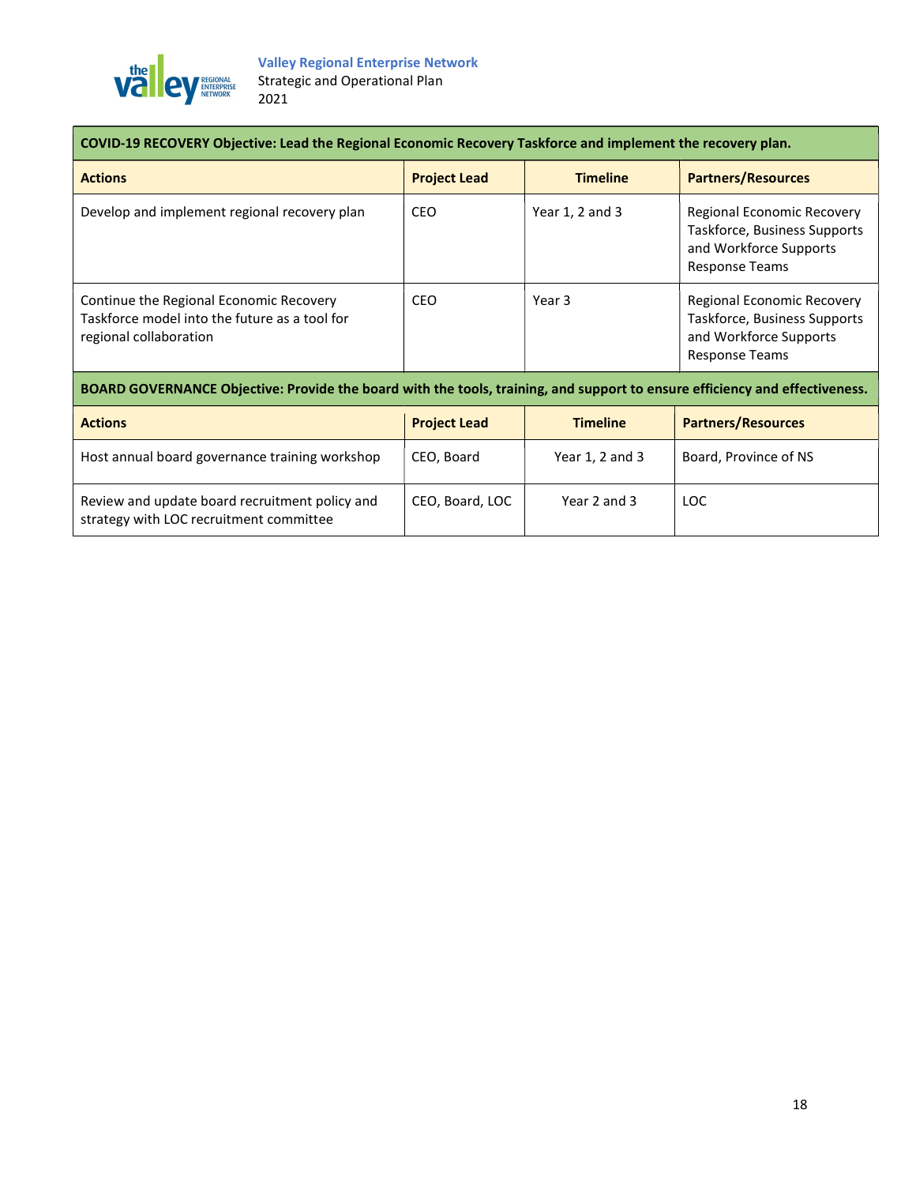| COVID-19 RECOVERY Objective: Lead the Regional Economic Recovery Taskforce and implement the recovery plan. | | | |
|---|---|---|---|
| **Actions** | **Project Lead** | **Timeline** | **Partners/Resources** |
| Develop and implement regional recovery plan | CEO | Year 1, 2 and 3 | Regional Economic Recovery Taskforce, Business Supports and Workforce Supports Response Teams |
| Continue the Regional Economic Recovery Taskforce model into the future as a tool for regional collaboration | CEO | Year 3 | Regional Economic Recovery Taskforce, Business Supports and Workforce Supports Response Teams |

| BOARD GOVERNANCE Objective: Provide the board with the tools, training, and support to ensure efficiency and effectiveness. | | | |
|---|---|---|---|
| **Actions** | **Project Lead** | **Timeline** | **Partners/Resources** |
| Host annual board governance training workshop | CEO, Board | Year 1, 2 and 3 | Board, Province of NS |
| Review and update board recruitment policy and strategy with LOC recruitment committee | CEO, Board, LOC | Year 2 and 3 | LOC |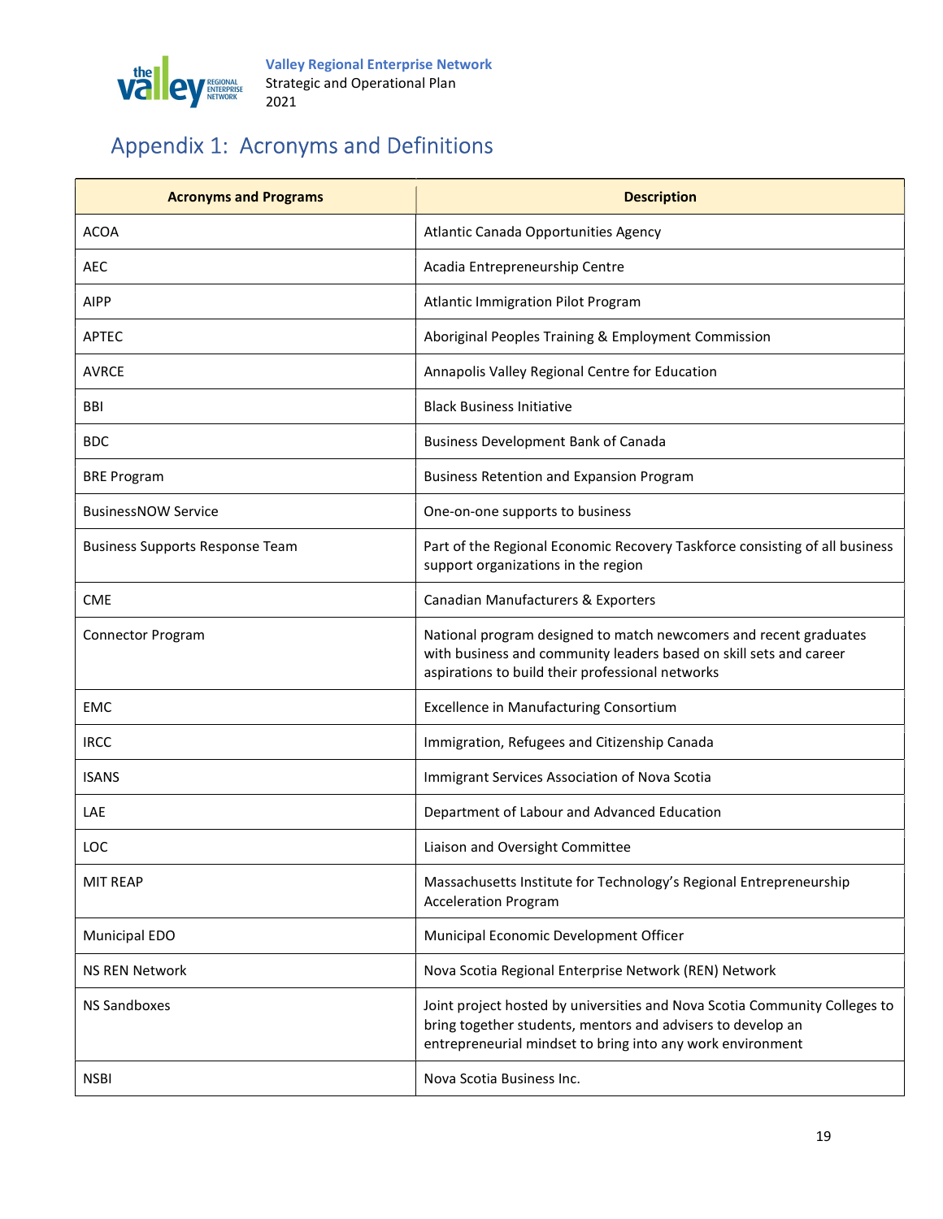# Appendix 1: Acronyms and Definitions

| Acronyms and Programs | Description |
|---|---|
| ACOA | Atlantic Canada Opportunities Agency |
| AEC | Acadia Entrepreneurship Centre |
| AIPP | Atlantic Immigration Pilot Program |
| APTEC | Aboriginal Peoples Training & Employment Commission |
| AVRCE | Annapolis Valley Regional Centre for Education |
| BBI | Black Business Initiative |
| BDC | Business Development Bank of Canada |
| BRE Program | Business Retention and Expansion Program |
| BusinessNOW Service | One-on-one supports to business |
| Business Supports Response Team | Part of the Regional Economic Recovery Taskforce consisting of all business support organizations in the region |
| CME | Canadian Manufacturers & Exporters |
| Connector Program | National program designed to match newcomers and recent graduates with business and community leaders based on skill sets and career aspirations to build their professional networks |
| EMC | Excellence in Manufacturing Consortium |
| IRCC | Immigration, Refugees and Citizenship Canada |
| ISANS | Immigrant Services Association of Nova Scotia |
| LAE | Department of Labour and Advanced Education |
| LOC | Liaison and Oversight Committee |
| MIT REAP | Massachusetts Institute for Technology's Regional Entrepreneurship Acceleration Program |
| Municipal EDO | Municipal Economic Development Officer |
| NS REN Network | Nova Scotia Regional Enterprise Network (REN) Network |
| NS Sandboxes | Joint project hosted by universities and Nova Scotia Community Colleges to bring together students, mentors and advisers to develop an entrepreneurial mindset to bring into any work environment |
| NSBI | Nova Scotia Business Inc. |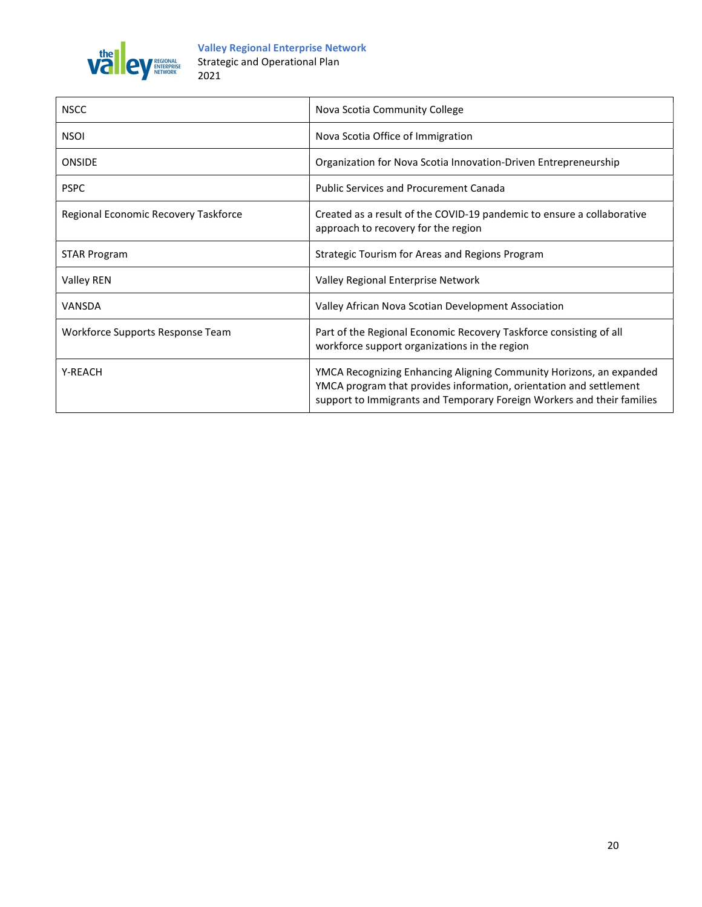| | |
|---|---|
| NSCC | Nova Scotia Community College |
| NSOI | Nova Scotia Office of Immigration |
| ONSIDE | Organization for Nova Scotia Innovation-Driven Entrepreneurship |
| PSPC | Public Services and Procurement Canada |
| Regional Economic Recovery Taskforce | Created as a result of the COVID-19 pandemic to ensure a collaborative approach to recovery for the region |
| STAR Program | Strategic Tourism for Areas and Regions Program |
| Valley REN | Valley Regional Enterprise Network |
| VANSDA | Valley African Nova Scotian Development Association |
| Workforce Supports Response Team | Part of the Regional Economic Recovery Taskforce consisting of all workforce support organizations in the region |
| Y-REACH | YMCA Recognizing Enhancing Aligning Community Horizons, an expanded YMCA program that provides information, orientation and settlement support to Immigrants and Temporary Foreign Workers and their families |